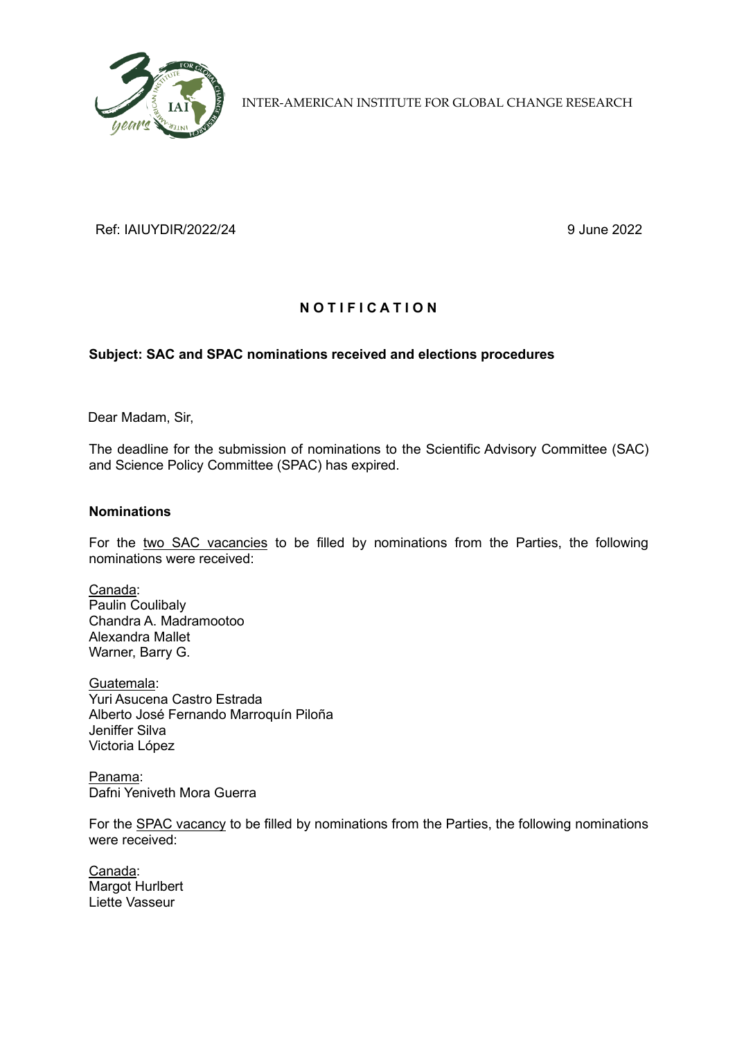INTER-AMERICAN INSTITUTE FOR GLOBAL CHANGE RESEARCH

Ref: IAIUYDIR/2022/24 9 June 2022

**N O T I F I C A T I O N**

**Subject: SAC and SPAC nominations received and elections procedures**

Dear Madam, Sir,

The deadline for the submission of nominations to the Scientific Advisory Committee (SAC) and Science Policy Committee (SPAC) has expired.

**Nominations**

For the two SAC vacancies to be filled by nominations from the Parties, the following nominations were received:

Canada:
Paulin Coulibaly
Chandra A. Madramootoo
Alexandra Mallet
Warner, Barry G.

Guatemala:
Yuri Asucena Castro Estrada
Alberto José Fernando Marroquín Piloña
Jeniffer Silva
Victoria López

Panama:
Dafni Yeniveth Mora Guerra

For the SPAC vacancy to be filled by nominations from the Parties, the following nominations were received:

Canada:
Margot Hurlbert
Liette Vasseur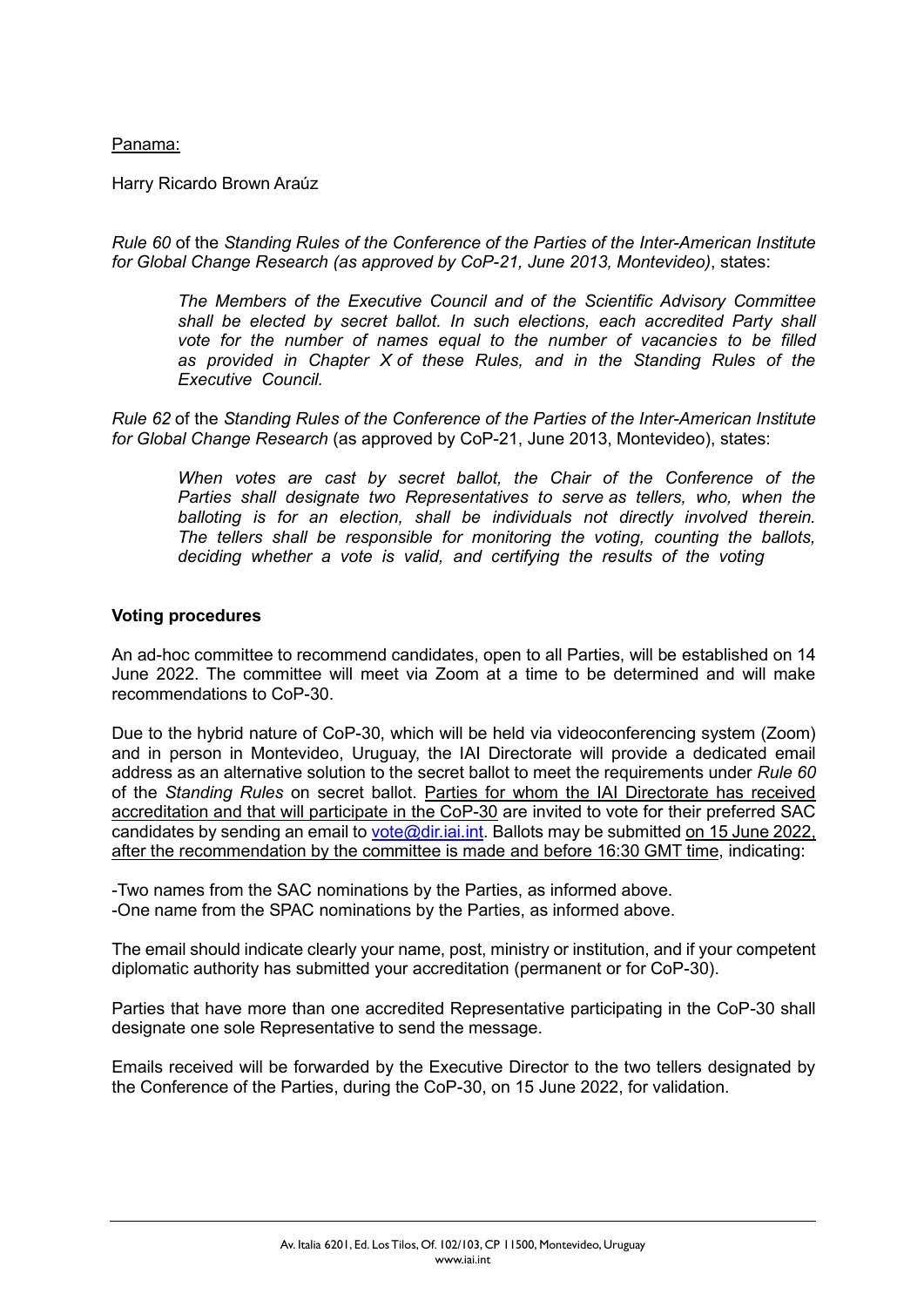Panama:

Harry Ricardo Brown Araúz

*Rule 60* of the *Standing Rules of the Conference of the Parties of the Inter-American Institute for Global Change Research (as approved by CoP-21, June 2013, Montevideo)*, states:

> *The Members of the Executive Council and of the Scientific Advisory Committee shall be elected by secret ballot. In such elections, each accredited Party shall vote for the number of names equal to the number of vacancies to be filled as provided in Chapter X of these Rules, and in the Standing Rules of the Executive Council.*

*Rule 62* of the *Standing Rules of the Conference of the Parties of the Inter-American Institute for Global Change Research* (as approved by CoP-21, June 2013, Montevideo), states:

> *When votes are cast by secret ballot, the Chair of the Conference of the Parties shall designate two Representatives to serve as tellers, who, when the balloting is for an election, shall be individuals not directly involved therein. The tellers shall be responsible for monitoring the voting, counting the ballots, deciding whether a vote is valid, and certifying the results of the voting*

**Voting procedures**

An ad-hoc committee to recommend candidates, open to all Parties, will be established on 14 June 2022. The committee will meet via Zoom at a time to be determined and will make recommendations to CoP-30.

Due to the hybrid nature of CoP-30, which will be held via videoconferencing system (Zoom) and in person in Montevideo, Uruguay, the IAI Directorate will provide a dedicated email address as an alternative solution to the secret ballot to meet the requirements under *Rule 60* of the *Standing Rules* on secret ballot. Parties for whom the IAI Directorate has received accreditation and that will participate in the CoP-30 are invited to vote for their preferred SAC candidates by sending an email to vote@dir.iai.int. Ballots may be submitted on 15 June 2022, after the recommendation by the committee is made and before 16:30 GMT time, indicating:

-Two names from the SAC nominations by the Parties, as informed above.
-One name from the SPAC nominations by the Parties, as informed above.

The email should indicate clearly your name, post, ministry or institution, and if your competent diplomatic authority has submitted your accreditation (permanent or for CoP-30).

Parties that have more than one accredited Representative participating in the CoP-30 shall designate one sole Representative to send the message.

Emails received will be forwarded by the Executive Director to the two tellers designated by the Conference of the Parties, during the CoP-30, on 15 June 2022, for validation.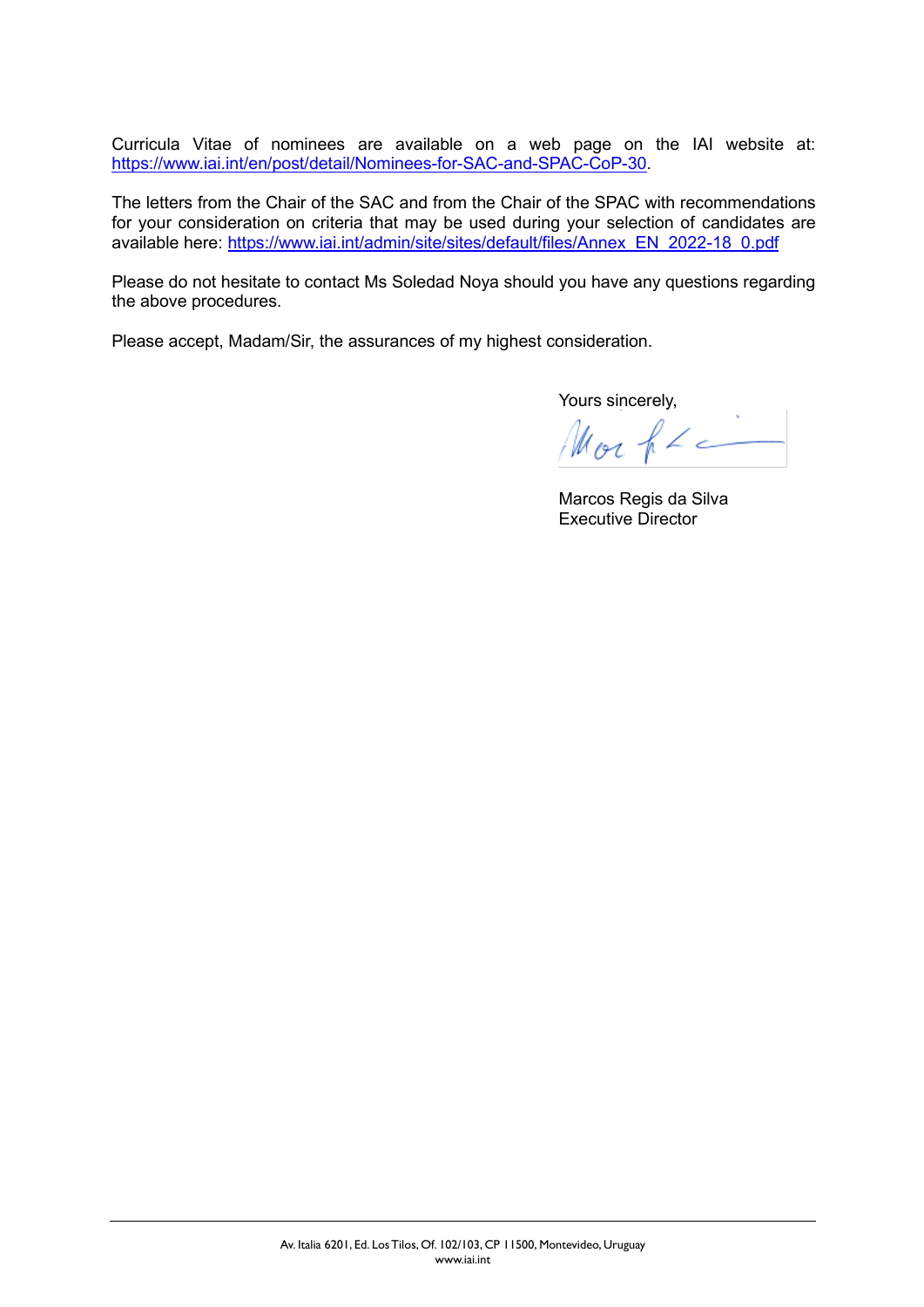Curricula Vitae of nominees are available on a web page on the IAI website at: https://www.iai.int/en/post/detail/Nominees-for-SAC-and-SPAC-CoP-30.

The letters from the Chair of the SAC and from the Chair of the SPAC with recommendations for your consideration on criteria that may be used during your selection of candidates are available here: https://www.iai.int/admin/site/sites/default/files/Annex_EN_2022-18_0.pdf

Please do not hesitate to contact Ms Soledad Noya should you have any questions regarding the above procedures.

Please accept, Madam/Sir, the assurances of my highest consideration.

Yours sincerely,

Marcos Regis da Silva
Executive Director